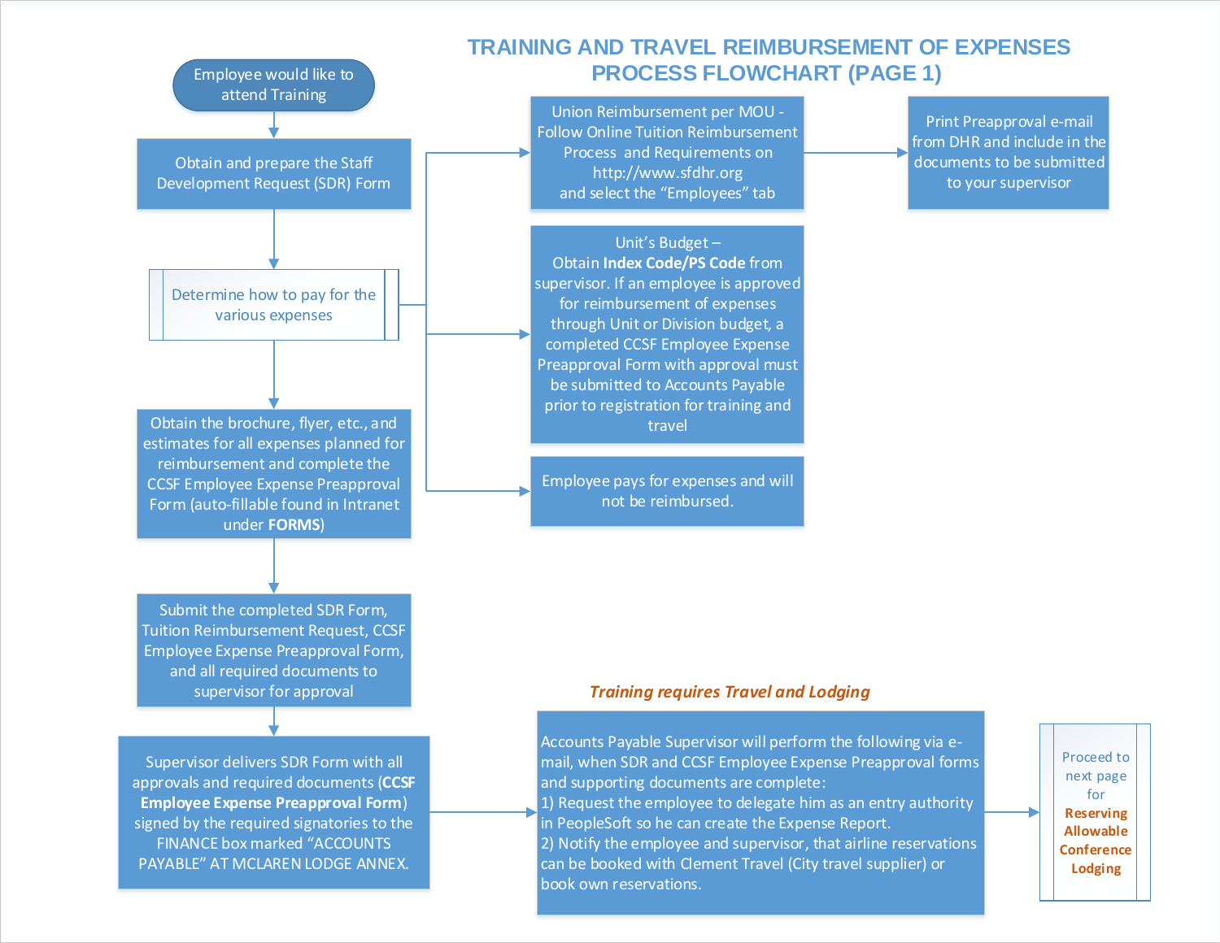# TRAINING AND TRAVEL REIMBURSEMENT OF EXPENSES PROCESS FLOWCHART (PAGE 1)

Employee would like to attend Training

Obtain and prepare the Staff Development Request (SDR) Form

Determine how to pay for the various expenses

- Union Reimbursement per MOU - Follow Online Tuition Reimbursement Process and Requirements on http://www.sfdhr.org and select the "Employees" tab
  - Print Preapproval e-mail from DHR and include in the documents to be submitted to your supervisor
- Unit's Budget – Obtain **Index Code/PS Code** from supervisor. If an employee is approved for reimbursement of expenses through Unit or Division budget, a completed CCSF Employee Expense Preapproval Form with approval must be submitted to Accounts Payable prior to registration for training and travel
- Employee pays for expenses and will not be reimbursed.

Obtain the brochure, flyer, etc., and estimates for all expenses planned for reimbursement and complete the CCSF Employee Expense Preapproval Form (auto-fillable found in Intranet under **FORMS**)

Submit the completed SDR Form, Tuition Reimbursement Request, CCSF Employee Expense Preapproval Form, and all required documents to supervisor for approval

Supervisor delivers SDR Form with all approvals and required documents (**CCSF Employee Expense Preapproval Form**) signed by the required signatories to the FINANCE box marked "ACCOUNTS PAYABLE" AT MCLAREN LODGE ANNEX.

*Training requires Travel and Lodging*

Accounts Payable Supervisor will perform the following via e-mail, when SDR and CCSF Employee Expense Preapproval forms and supporting documents are complete:
1) Request the employee to delegate him as an entry authority in PeopleSoft so he can create the Expense Report.
2) Notify the employee and supervisor, that airline reservations can be booked with Clement Travel (City travel supplier) or book own reservations.

Proceed to next page for **Reserving Allowable Conference Lodging**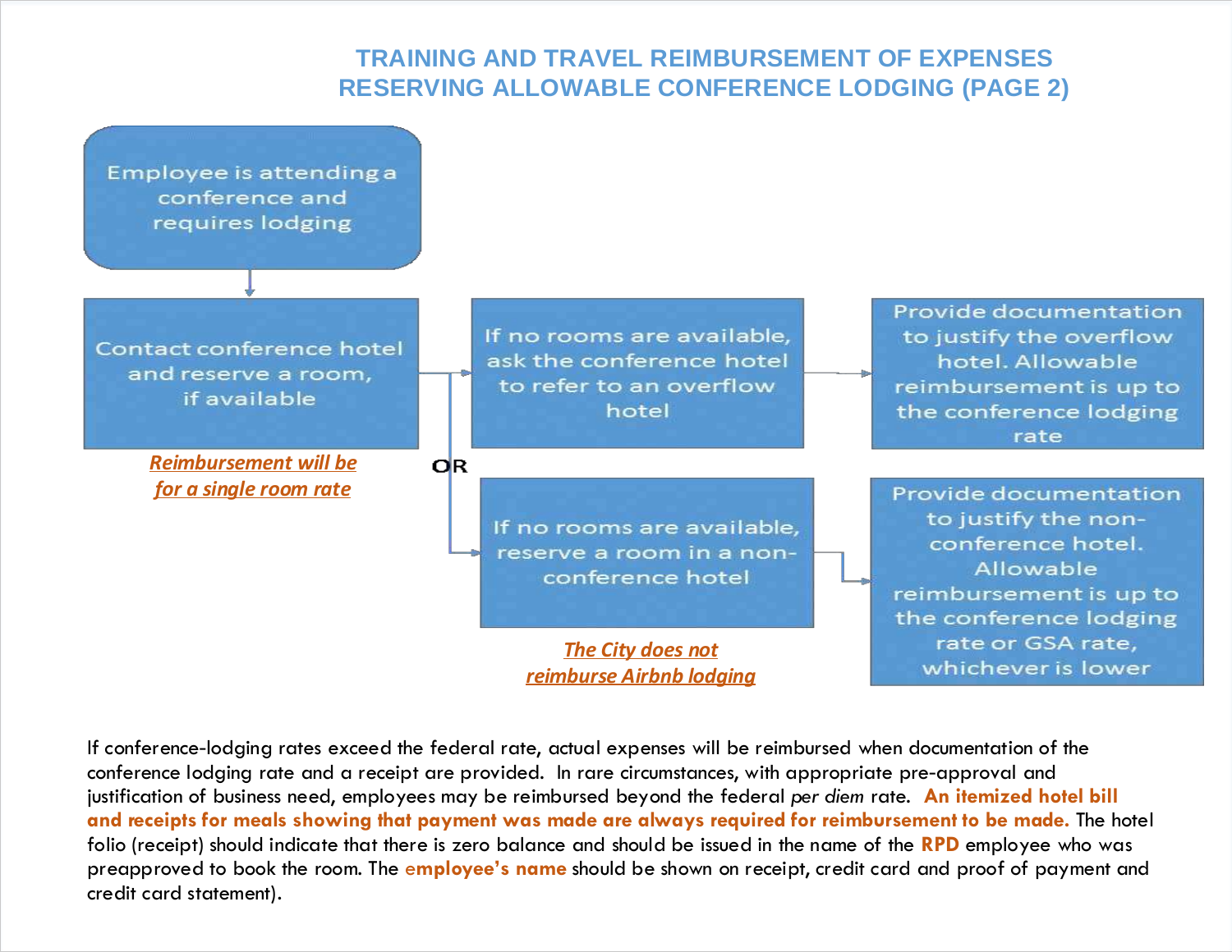# TRAINING AND TRAVEL REIMBURSEMENT OF EXPENSES
# RESERVING ALLOWABLE CONFERENCE LODGING (PAGE 2)

Employee is attending a conference and requires lodging

Contact conference hotel and reserve a room, if available

***Reimbursement will be for a single room rate***

If no rooms are available, ask the conference hotel to refer to an overflow hotel

Provide documentation to justify the overflow hotel. Allowable reimbursement is up to the conference lodging rate

OR

If no rooms are available, reserve a room in a non-conference hotel

***The City does not reimburse Airbnb lodging***

Provide documentation to justify the non-conference hotel. Allowable reimbursement is up to the conference lodging rate or GSA rate, whichever is lower

If conference-lodging rates exceed the federal rate, actual expenses will be reimbursed when documentation of the conference lodging rate and a receipt are provided. In rare circumstances, with appropriate pre-approval and justification of business need, employees may be reimbursed beyond the federal *per diem* rate. **An itemized hotel bill and receipts for meals showing that payment was made are always required for reimbursement to be made.** The hotel folio (receipt) should indicate that there is zero balance and should be issued in the name of the **RPD** employee who was preapproved to book the room. The **employee's name** should be shown on receipt, credit card and proof of payment and credit card statement).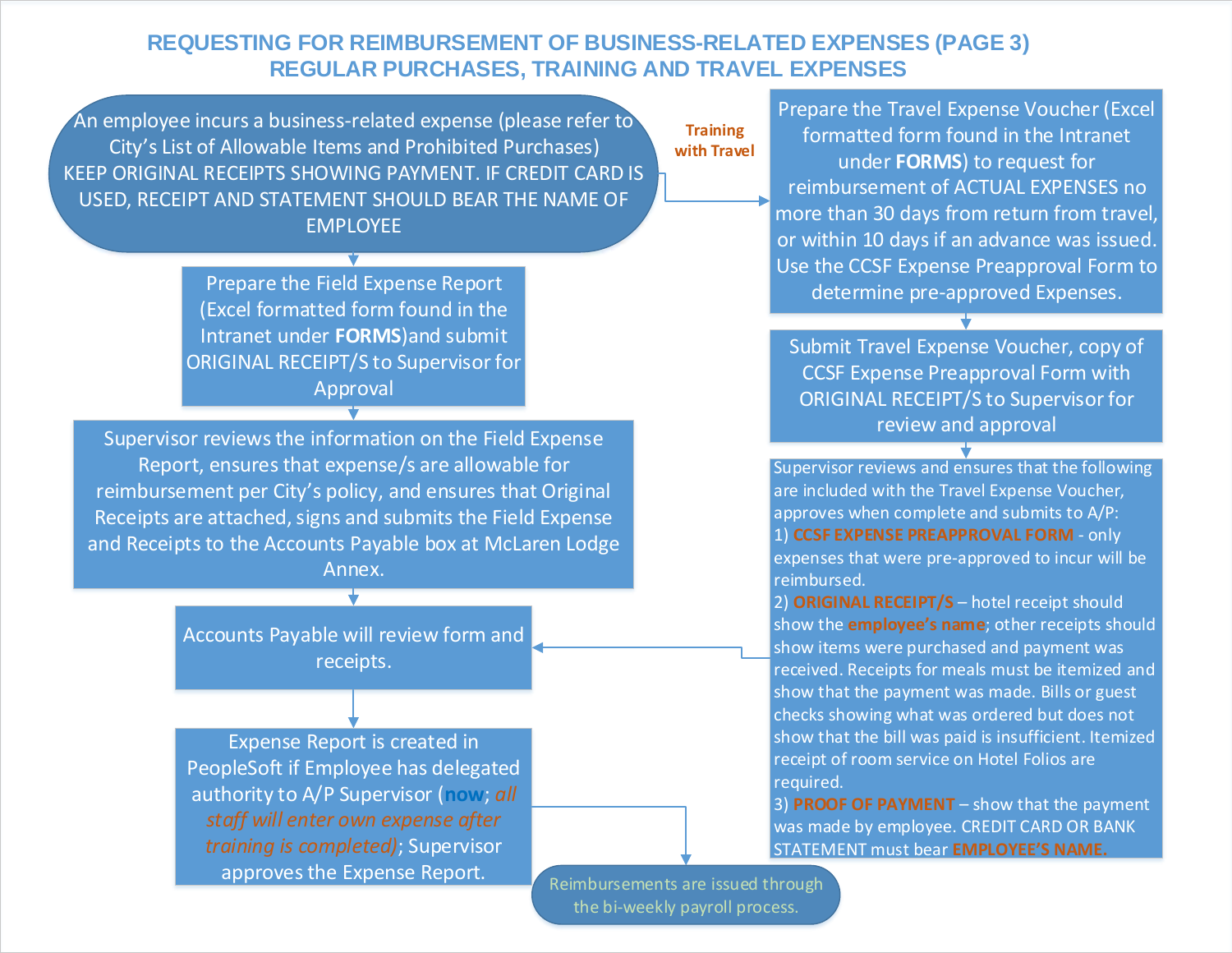# REQUESTING FOR REIMBURSEMENT OF BUSINESS-RELATED EXPENSES (PAGE 3)
## REGULAR PURCHASES, TRAINING AND TRAVEL EXPENSES

An employee incurs a business-related expense (please refer to City's List of Allowable Items and Prohibited Purchases)
KEEP ORIGINAL RECEIPTS SHOWING PAYMENT. IF CREDIT CARD IS USED, RECEIPT AND STATEMENT SHOULD BEAR THE NAME OF EMPLOYEE

Prepare the Field Expense Report (Excel formatted form found in the Intranet under **FORMS**)and submit ORIGINAL RECEIPT/S to Supervisor for Approval

Supervisor reviews the information on the Field Expense Report, ensures that expense/s are allowable for reimbursement per City's policy, and ensures that Original Receipts are attached, signs and submits the Field Expense and Receipts to the Accounts Payable box at McLaren Lodge Annex.

Accounts Payable will review form and receipts.

Expense Report is created in PeopleSoft if Employee has delegated authority to A/P Supervisor (**now**; *all staff will enter own expense after training is completed)*; Supervisor approves the Expense Report.

Reimbursements are issued through the bi-weekly payroll process.

**Training with Travel**

Prepare the Travel Expense Voucher (Excel formatted form found in the Intranet under **FORMS**) to request for reimbursement of ACTUAL EXPENSES no more than 30 days from return from travel, or within 10 days if an advance was issued. Use the CCSF Expense Preapproval Form to determine pre-approved Expenses.

Submit Travel Expense Voucher, copy of CCSF Expense Preapproval Form with ORIGINAL RECEIPT/S to Supervisor for review and approval

Supervisor reviews and ensures that the following are included with the Travel Expense Voucher, approves when complete and submits to A/P:

1) **CCSF EXPENSE PREAPPROVAL FORM** - only expenses that were pre-approved to incur will be reimbursed.
2) **ORIGINAL RECEIPT/S** – hotel receipt should show the **employee's name**; other receipts should show items were purchased and payment was received. Receipts for meals must be itemized and show that the payment was made. Bills or guest checks showing what was ordered but does not show that the bill was paid is insufficient. Itemized receipt of room service on Hotel Folios are required.
3) **PROOF OF PAYMENT** – show that the payment was made by employee. CREDIT CARD OR BANK STATEMENT must bear **EMPLOYEE'S NAME.**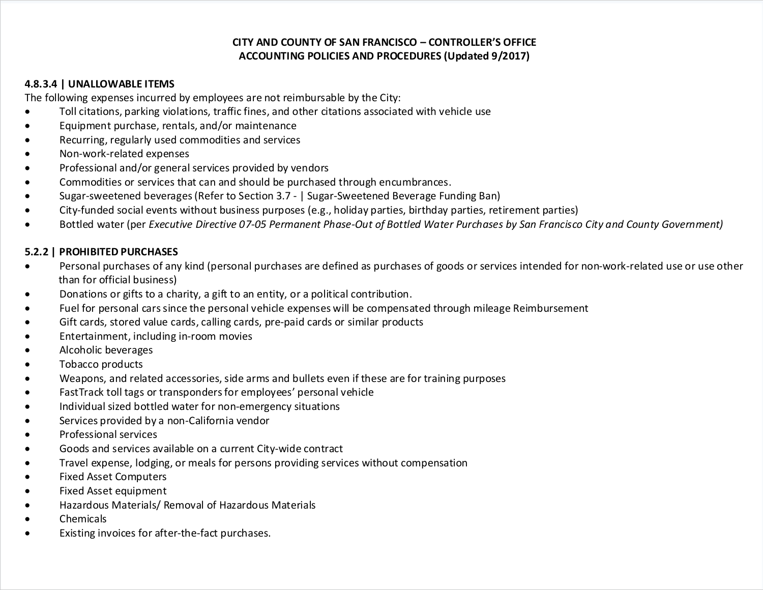# CITY AND COUNTY OF SAN FRANCISCO – CONTROLLER'S OFFICE
## ACCOUNTING POLICIES AND PROCEDURES (Updated 9/2017)

### 4.8.3.4 | UNALLOWABLE ITEMS

The following expenses incurred by employees are not reimbursable by the City:

- Toll citations, parking violations, traffic fines, and other citations associated with vehicle use
- Equipment purchase, rentals, and/or maintenance
- Recurring, regularly used commodities and services
- Non-work-related expenses
- Professional and/or general services provided by vendors
- Commodities or services that can and should be purchased through encumbrances.
- Sugar-sweetened beverages (Refer to Section 3.7 - | Sugar-Sweetened Beverage Funding Ban)
- City-funded social events without business purposes (e.g., holiday parties, birthday parties, retirement parties)
- Bottled water (per *Executive Directive 07-05 Permanent Phase-Out of Bottled Water Purchases by San Francisco City and County Government)*

### 5.2.2 | PROHIBITED PURCHASES

- Personal purchases of any kind (personal purchases are defined as purchases of goods or services intended for non-work-related use or use other than for official business)
- Donations or gifts to a charity, a gift to an entity, or a political contribution.
- Fuel for personal cars since the personal vehicle expenses will be compensated through mileage Reimbursement
- Gift cards, stored value cards, calling cards, pre-paid cards or similar products
- Entertainment, including in-room movies
- Alcoholic beverages
- Tobacco products
- Weapons, and related accessories, side arms and bullets even if these are for training purposes
- FastTrack toll tags or transponders for employees' personal vehicle
- Individual sized bottled water for non-emergency situations
- Services provided by a non-California vendor
- Professional services
- Goods and services available on a current City-wide contract
- Travel expense, lodging, or meals for persons providing services without compensation
- Fixed Asset Computers
- Fixed Asset equipment
- Hazardous Materials/ Removal of Hazardous Materials
- Chemicals
- Existing invoices for after-the-fact purchases.